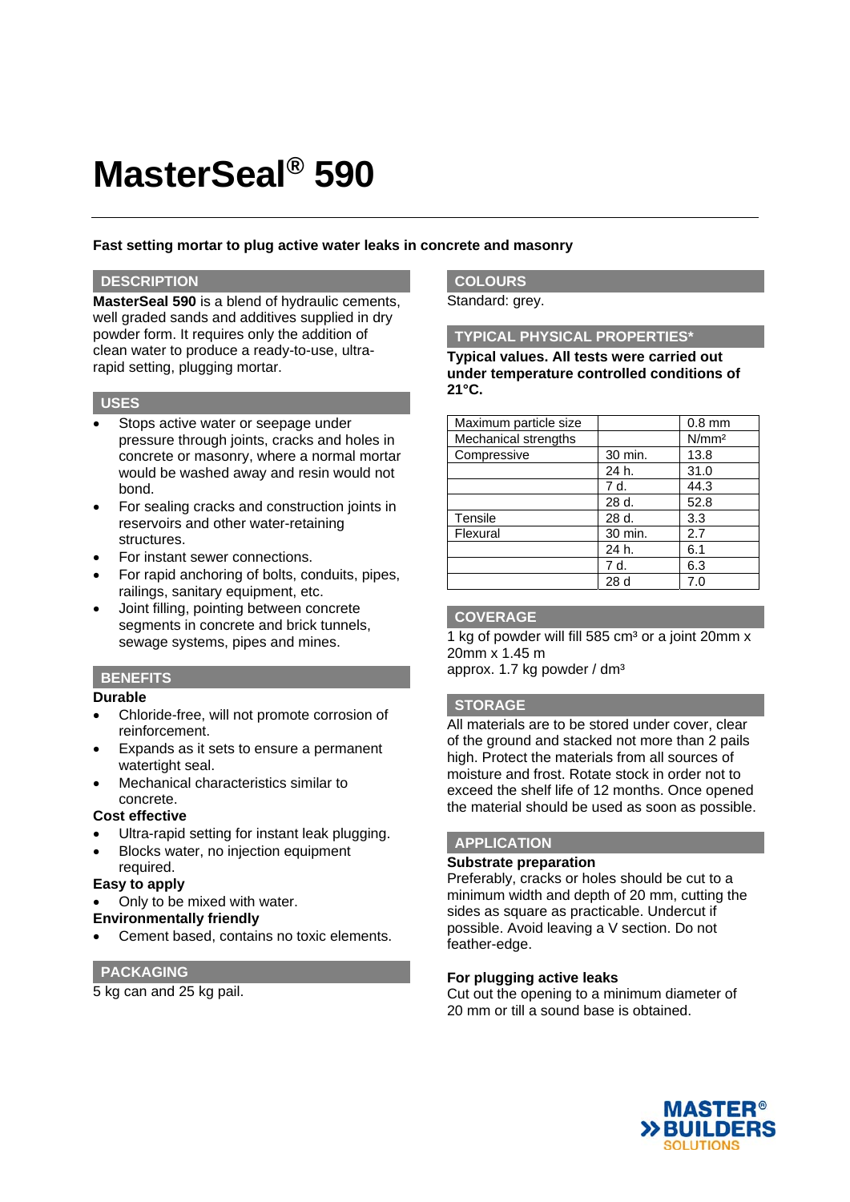# MasterSeal® 590

**Fast setting mortar to plug active water leaks in concrete and masonry**

## DESCRIPTION

**MasterSeal 590** is a blend of hydraulic cements, well graded sands and additives supplied in dry powder form. It requires only the addition of clean water to produce a ready-to-use, ultra-rapid setting, plugging mortar.

## USES

- Stops active water or seepage under pressure through joints, cracks and holes in concrete or masonry, where a normal mortar would be washed away and resin would not bond.
- For sealing cracks and construction joints in reservoirs and other water-retaining structures.
- For instant sewer connections.
- For rapid anchoring of bolts, conduits, pipes, railings, sanitary equipment, etc.
- Joint filling, pointing between concrete segments in concrete and brick tunnels, sewage systems, pipes and mines.

## BENEFITS

**Durable**

- Chloride-free, will not promote corrosion of reinforcement.
- Expands as it sets to ensure a permanent watertight seal.
- Mechanical characteristics similar to concrete.

**Cost effective**

- Ultra-rapid setting for instant leak plugging.
- Blocks water, no injection equipment required.

**Easy to apply**

- Only to be mixed with water.

**Environmentally friendly**

- Cement based, contains no toxic elements.

## PACKAGING

5 kg can and 25 kg pail.

## COLOURS

Standard: grey.

## TYPICAL PHYSICAL PROPERTIES*

**Typical values. All tests were carried out under temperature controlled conditions of 21°C.**

| | | |
|---|---|---|
| Maximum particle size | | 0.8 mm |
| Mechanical strengths | | N/mm² |
| Compressive | 30 min. | 13.8 |
| | 24 h. | 31.0 |
| | 7 d. | 44.3 |
| | 28 d. | 52.8 |
| Tensile | 28 d. | 3.3 |
| Flexural | 30 min. | 2.7 |
| | 24 h. | 6.1 |
| | 7 d. | 6.3 |
| | 28 d | 7.0 |

## COVERAGE

1 kg of powder will fill 585 cm³ or a joint 20mm x 20mm x 1.45 m
approx. 1.7 kg powder / dm³

## STORAGE

All materials are to be stored under cover, clear of the ground and stacked not more than 2 pails high. Protect the materials from all sources of moisture and frost. Rotate stock in order not to exceed the shelf life of 12 months. Once opened the material should be used as soon as possible.

## APPLICATION

**Substrate preparation**

Preferably, cracks or holes should be cut to a minimum width and depth of 20 mm, cutting the sides as square as practicable. Undercut if possible. Avoid leaving a V section. Do not feather-edge.

**For plugging active leaks**

Cut out the opening to a minimum diameter of 20 mm or till a sound base is obtained.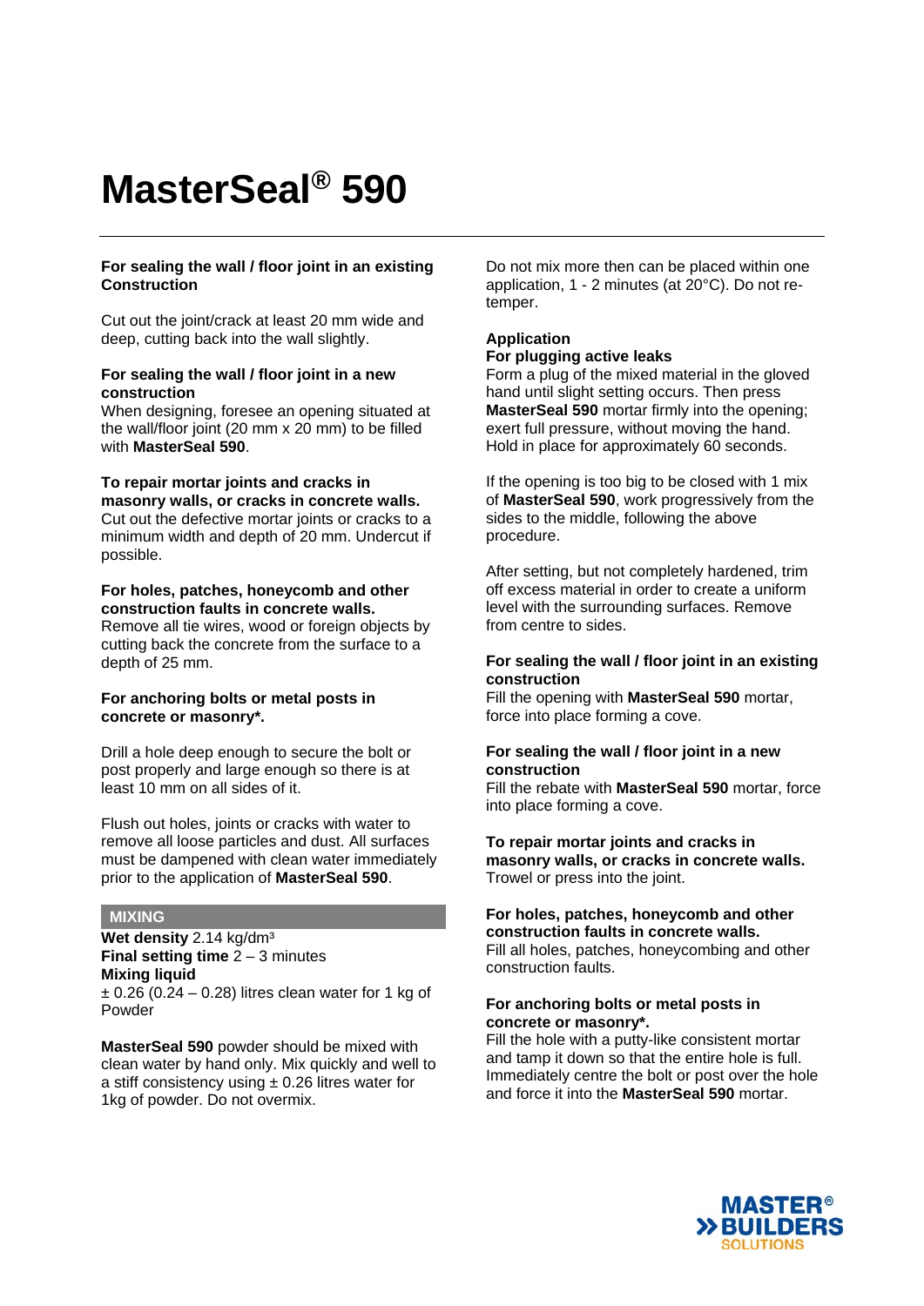# MasterSeal® 590

**For sealing the wall / floor joint in an existing Construction**

Cut out the joint/crack at least 20 mm wide and deep, cutting back into the wall slightly.

**For sealing the wall / floor joint in a new construction**
When designing, foresee an opening situated at the wall/floor joint (20 mm x 20 mm) to be filled with **MasterSeal 590**.

**To repair mortar joints and cracks in masonry walls, or cracks in concrete walls.**
Cut out the defective mortar joints or cracks to a minimum width and depth of 20 mm. Undercut if possible.

**For holes, patches, honeycomb and other construction faults in concrete walls.**
Remove all tie wires, wood or foreign objects by cutting back the concrete from the surface to a depth of 25 mm.

**For anchoring bolts or metal posts in concrete or masonry*.**

Drill a hole deep enough to secure the bolt or post properly and large enough so there is at least 10 mm on all sides of it.

Flush out holes, joints or cracks with water to remove all loose particles and dust. All surfaces must be dampened with clean water immediately prior to the application of **MasterSeal 590**.

## MIXING

**Wet density** 2.14 kg/dm³
**Final setting time** 2 – 3 minutes
**Mixing liquid**
± 0.26 (0.24 – 0.28) litres clean water for 1 kg of Powder

**MasterSeal 590** powder should be mixed with clean water by hand only. Mix quickly and well to a stiff consistency using ± 0.26 litres water for 1kg of powder. Do not overmix.

Do not mix more then can be placed within one application, 1 - 2 minutes (at 20°C). Do not re-temper.

**Application**
**For plugging active leaks**
Form a plug of the mixed material in the gloved hand until slight setting occurs. Then press **MasterSeal 590** mortar firmly into the opening; exert full pressure, without moving the hand. Hold in place for approximately 60 seconds.

If the opening is too big to be closed with 1 mix of **MasterSeal 590**, work progressively from the sides to the middle, following the above procedure.

After setting, but not completely hardened, trim off excess material in order to create a uniform level with the surrounding surfaces. Remove from centre to sides.

**For sealing the wall / floor joint in an existing construction**
Fill the opening with **MasterSeal 590** mortar, force into place forming a cove.

**For sealing the wall / floor joint in a new construction**
Fill the rebate with **MasterSeal 590** mortar, force into place forming a cove.

**To repair mortar joints and cracks in masonry walls, or cracks in concrete walls.**
Trowel or press into the joint.

**For holes, patches, honeycomb and other construction faults in concrete walls.**
Fill all holes, patches, honeycombing and other construction faults.

**For anchoring bolts or metal posts in concrete or masonry*.**
Fill the hole with a putty-like consistent mortar and tamp it down so that the entire hole is full. Immediately centre the bolt or post over the hole and force it into the **MasterSeal 590** mortar.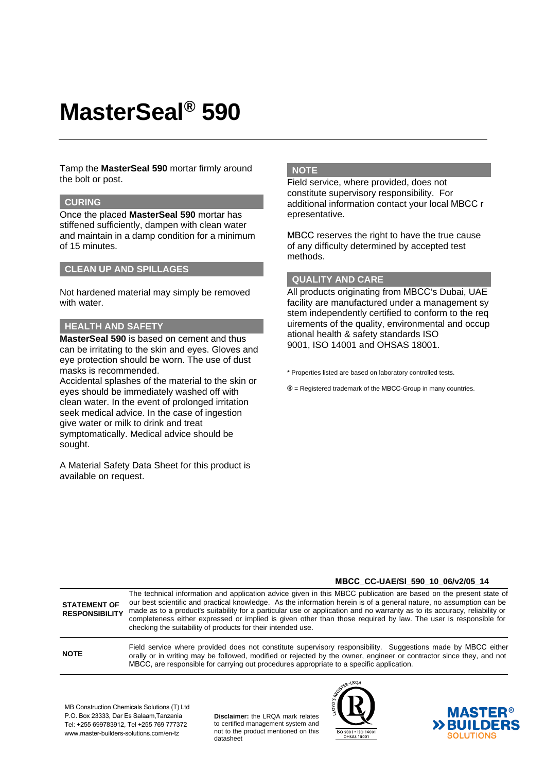# MasterSeal® 590

Tamp the **MasterSeal 590** mortar firmly around the bolt or post.

## CURING

Once the placed **MasterSeal 590** mortar has stiffened sufficiently, dampen with clean water and maintain in a damp condition for a minimum of 15 minutes.

## CLEAN UP AND SPILLAGES

Not hardened material may simply be removed with water.

## HEALTH AND SAFETY

**MasterSeal 590** is based on cement and thus can be irritating to the skin and eyes. Gloves and eye protection should be worn. The use of dust masks is recommended.
Accidental splashes of the material to the skin or eyes should be immediately washed off with clean water. In the event of prolonged irritation seek medical advice. In the case of ingestion give water or milk to drink and treat symptomatically. Medical advice should be sought.

A Material Safety Data Sheet for this product is available on request.

## NOTE

Field service, where provided, does not constitute supervisory responsibility. For additional information contact your local MBCC representative.

MBCC reserves the right to have the true cause of any difficulty determined by accepted test methods.

## QUALITY AND CARE

All products originating from MBCC's Dubai, UAE facility are manufactured under a management system independently certified to conform to the requirements of the quality, environmental and occupational health & safety standards ISO 9001, ISO 14001 and OHSAS 18001.

\* Properties listed are based on laboratory controlled tests.

® = Registered trademark of the MBCC-Group in many countries.

**MBCC_CC-UAE/SI_590_10_06/v2/05_14**

| | |
|---|---|
| **STATEMENT OF RESPONSIBILITY** | The technical information and application advice given in this MBCC publication are based on the present state of our best scientific and practical knowledge. As the information herein is of a general nature, no assumption can be made as to a product's suitability for a particular use or application and no warranty as to its accuracy, reliability or completeness either expressed or implied is given other than those required by law. The user is responsible for checking the suitability of products for their intended use. |
| **NOTE** | Field service where provided does not constitute supervisory responsibility. Suggestions made by MBCC either orally or in writing may be followed, modified or rejected by the owner, engineer or contractor since they, and not MBCC, are responsible for carrying out procedures appropriate to a specific application. |

MB Construction Chemicals Solutions (T) Ltd
P.O. Box 23333, Dar Es Salaam,Tanzania
Tel: +255 699783912, Tel +255 769 777372
www.master-builders-solutions.com/en-tz

**Disclaimer:** the LRQA mark relates to certified management system and not to the product mentioned on this datasheet